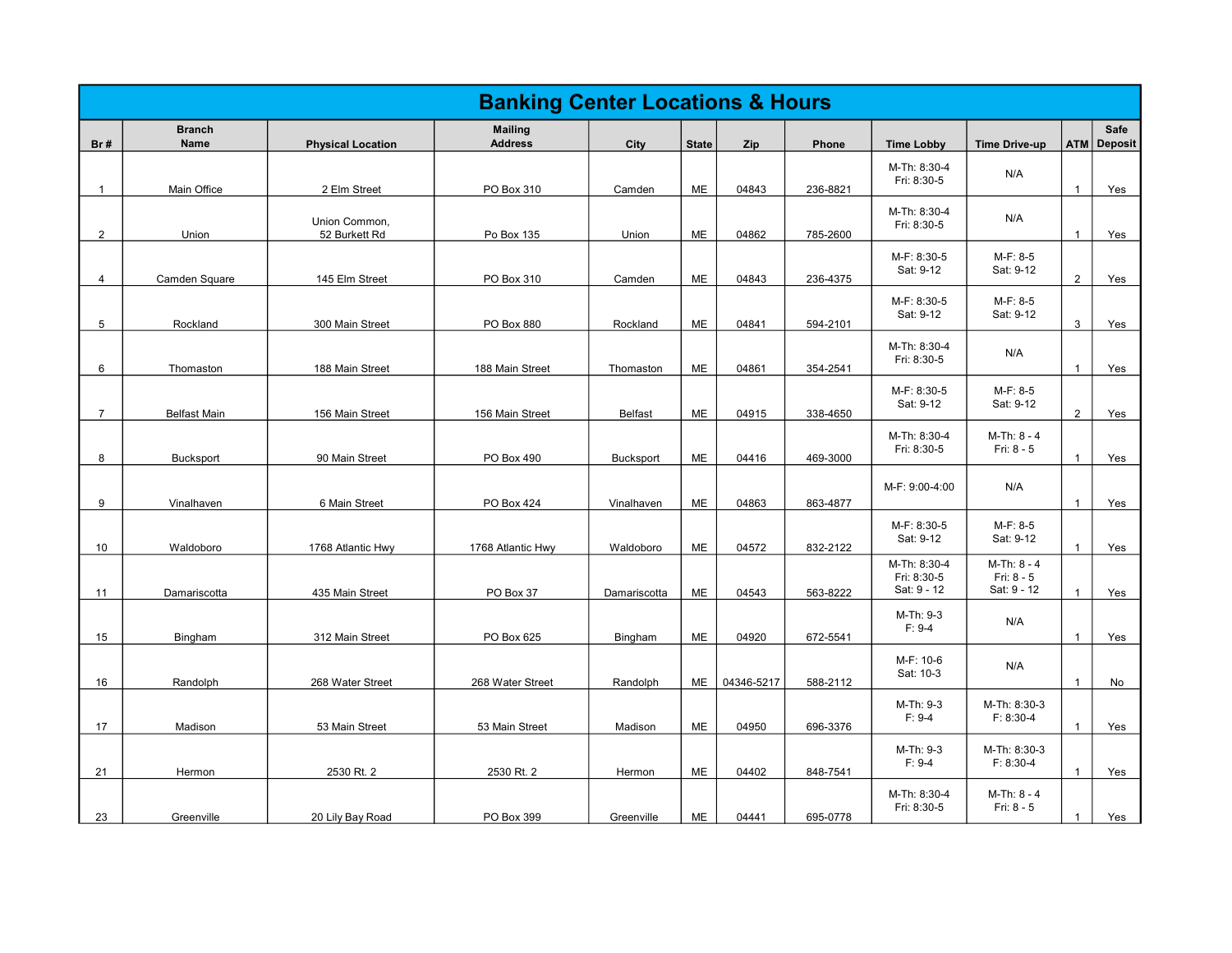# Banking Center Locations & Hours

| Br # | Branch Name | Physical Location | Mailing Address | City | State | Zip | Phone | Time Lobby | Time Drive-up | ATM | Safe Deposit |
|---|---|---|---|---|---|---|---|---|---|---|---|
| 1 | Main Office | 2 Elm Street | PO Box 310 | Camden | ME | 04843 | 236-8821 | M-Th: 8:30-4<br>Fri: 8:30-5 | N/A | 1 | Yes |
| 2 | Union | Union Common, 52 Burkett Rd | Po Box 135 | Union | ME | 04862 | 785-2600 | M-Th: 8:30-4<br>Fri: 8:30-5 | N/A | 1 | Yes |
| 4 | Camden Square | 145 Elm Street | PO Box 310 | Camden | ME | 04843 | 236-4375 | M-F: 8:30-5<br>Sat: 9-12 | M-F: 8-5<br>Sat: 9-12 | 2 | Yes |
| 5 | Rockland | 300 Main Street | PO Box 880 | Rockland | ME | 04841 | 594-2101 | M-F: 8:30-5<br>Sat: 9-12 | M-F: 8-5<br>Sat: 9-12 | 3 | Yes |
| 6 | Thomaston | 188 Main Street | 188 Main Street | Thomaston | ME | 04861 | 354-2541 | M-Th: 8:30-4<br>Fri: 8:30-5 | N/A | 1 | Yes |
| 7 | Belfast Main | 156 Main Street | 156 Main Street | Belfast | ME | 04915 | 338-4650 | M-F: 8:30-5<br>Sat: 9-12 | M-F: 8-5<br>Sat: 9-12 | 2 | Yes |
| 8 | Bucksport | 90 Main Street | PO Box 490 | Bucksport | ME | 04416 | 469-3000 | M-Th: 8:30-4<br>Fri: 8:30-5 | M-Th: 8 - 4<br>Fri: 8 - 5 | 1 | Yes |
| 9 | Vinalhaven | 6 Main Street | PO Box 424 | Vinalhaven | ME | 04863 | 863-4877 | M-F: 9:00-4:00 | N/A | 1 | Yes |
| 10 | Waldoboro | 1768 Atlantic Hwy | 1768 Atlantic Hwy | Waldoboro | ME | 04572 | 832-2122 | M-F: 8:30-5<br>Sat: 9-12 | M-F: 8-5<br>Sat: 9-12 | 1 | Yes |
| 11 | Damariscotta | 435 Main Street | PO Box 37 | Damariscotta | ME | 04543 | 563-8222 | M-Th: 8:30-4<br>Fri: 8:30-5<br>Sat: 9 - 12 | M-Th: 8 - 4<br>Fri: 8 - 5<br>Sat: 9 - 12 | 1 | Yes |
| 15 | Bingham | 312 Main Street | PO Box 625 | Bingham | ME | 04920 | 672-5541 | M-Th: 9-3<br>F: 9-4 | N/A | 1 | Yes |
| 16 | Randolph | 268 Water Street | 268 Water Street | Randolph | ME | 04346-5217 | 588-2112 | M-F: 10-6<br>Sat: 10-3 | N/A | 1 | No |
| 17 | Madison | 53 Main Street | 53 Main Street | Madison | ME | 04950 | 696-3376 | M-Th: 9-3<br>F: 9-4 | M-Th: 8:30-3<br>F: 8:30-4 | 1 | Yes |
| 21 | Hermon | 2530 Rt. 2 | 2530 Rt. 2 | Hermon | ME | 04402 | 848-7541 | M-Th: 9-3<br>F: 9-4 | M-Th: 8:30-3<br>F: 8:30-4 | 1 | Yes |
| 23 | Greenville | 20 Lily Bay Road | PO Box 399 | Greenville | ME | 04441 | 695-0778 | M-Th: 8:30-4<br>Fri: 8:30-5 | M-Th: 8 - 4<br>Fri: 8 - 5 | 1 | Yes |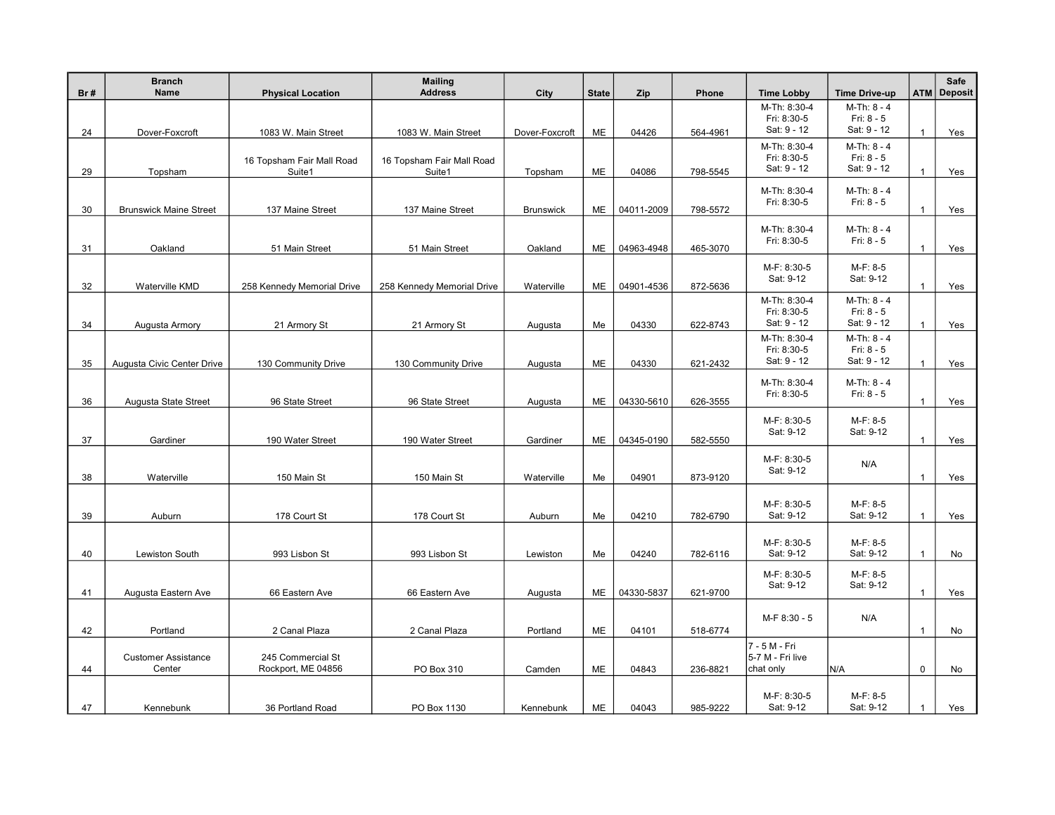| Br # | Branch Name | Physical Location | Mailing Address | City | State | Zip | Phone | Time Lobby | Time Drive-up | ATM | Safe Deposit |
|---|---|---|---|---|---|---|---|---|---|---|---|
| 24 | Dover-Foxcroft | 1083 W. Main Street | 1083 W. Main Street | Dover-Foxcroft | ME | 04426 | 564-4961 | M-Th: 8:30-4<br>Fri: 8:30-5<br>Sat: 9 - 12 | M-Th: 8 - 4<br>Fri: 8 - 5<br>Sat: 9 - 12 | 1 | Yes |
| 29 | Topsham | 16 Topsham Fair Mall Road Suite1 | 16 Topsham Fair Mall Road Suite1 | Topsham | ME | 04086 | 798-5545 | M-Th: 8:30-4<br>Fri: 8:30-5<br>Sat: 9 - 12 | M-Th: 8 - 4<br>Fri: 8 - 5<br>Sat: 9 - 12 | 1 | Yes |
| 30 | Brunswick Maine Street | 137 Maine Street | 137 Maine Street | Brunswick | ME | 04011-2009 | 798-5572 | M-Th: 8:30-4<br>Fri: 8:30-5 | M-Th: 8 - 4<br>Fri: 8 - 5 | 1 | Yes |
| 31 | Oakland | 51 Main Street | 51 Main Street | Oakland | ME | 04963-4948 | 465-3070 | M-Th: 8:30-4<br>Fri: 8:30-5 | M-Th: 8 - 4<br>Fri: 8 - 5 | 1 | Yes |
| 32 | Waterville KMD | 258 Kennedy Memorial Drive | 258 Kennedy Memorial Drive | Waterville | ME | 04901-4536 | 872-5636 | M-F: 8:30-5<br>Sat: 9-12 | M-F: 8-5<br>Sat: 9-12 | 1 | Yes |
| 34 | Augusta Armory | 21 Armory St | 21 Armory St | Augusta | Me | 04330 | 622-8743 | M-Th: 8:30-4<br>Fri: 8:30-5<br>Sat: 9 - 12 | M-Th: 8 - 4<br>Fri: 8 - 5<br>Sat: 9 - 12 | 1 | Yes |
| 35 | Augusta Civic Center Drive | 130 Community Drive | 130 Community Drive | Augusta | ME | 04330 | 621-2432 | M-Th: 8:30-4<br>Fri: 8:30-5<br>Sat: 9 - 12 | M-Th: 8 - 4<br>Fri: 8 - 5<br>Sat: 9 - 12 | 1 | Yes |
| 36 | Augusta State Street | 96 State Street | 96 State Street | Augusta | ME | 04330-5610 | 626-3555 | M-Th: 8:30-4<br>Fri: 8:30-5 | M-Th: 8 - 4<br>Fri: 8 - 5 | 1 | Yes |
| 37 | Gardiner | 190 Water Street | 190 Water Street | Gardiner | ME | 04345-0190 | 582-5550 | M-F: 8:30-5<br>Sat: 9-12 | M-F: 8-5<br>Sat: 9-12 | 1 | Yes |
| 38 | Waterville | 150 Main St | 150 Main St | Waterville | Me | 04901 | 873-9120 | M-F: 8:30-5<br>Sat: 9-12 | N/A | 1 | Yes |
| 39 | Auburn | 178 Court St | 178 Court St | Auburn | Me | 04210 | 782-6790 | M-F: 8:30-5<br>Sat: 9-12 | M-F: 8-5<br>Sat: 9-12 | 1 | Yes |
| 40 | Lewiston South | 993 Lisbon St | 993 Lisbon St | Lewiston | Me | 04240 | 782-6116 | M-F: 8:30-5<br>Sat: 9-12 | M-F: 8-5<br>Sat: 9-12 | 1 | No |
| 41 | Augusta Eastern Ave | 66 Eastern Ave | 66 Eastern Ave | Augusta | ME | 04330-5837 | 621-9700 | M-F: 8:30-5<br>Sat: 9-12 | M-F: 8-5<br>Sat: 9-12 | 1 | Yes |
| 42 | Portland | 2 Canal Plaza | 2 Canal Plaza | Portland | ME | 04101 | 518-6774 | M-F 8:30 - 5 | N/A | 1 | No |
| 44 | Customer Assistance Center | 245 Commercial St<br>Rockport, ME 04856 | PO Box 310 | Camden | ME | 04843 | 236-8821 | 7 - 5 M - Fri<br>5-7 M - Fri live chat only | N/A | 0 | No |
| 47 | Kennebunk | 36 Portland Road | PO Box 1130 | Kennebunk | ME | 04043 | 985-9222 | M-F: 8:30-5<br>Sat: 9-12 | M-F: 8-5<br>Sat: 9-12 | 1 | Yes |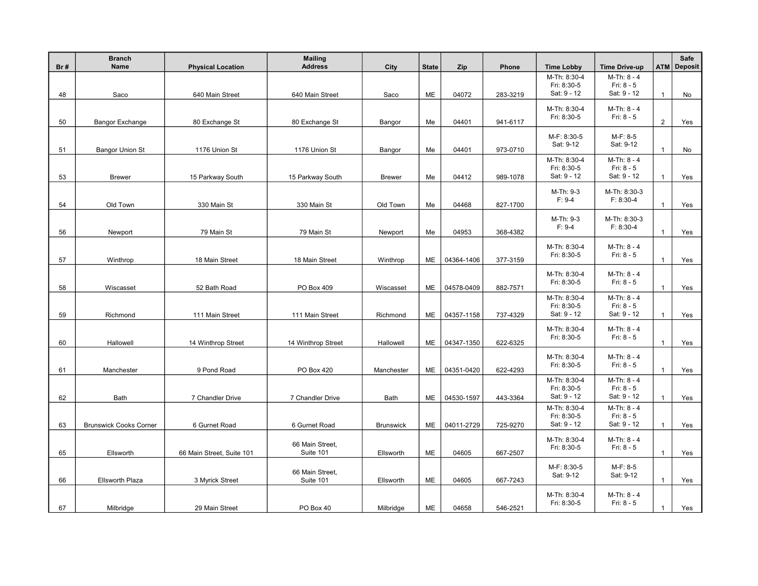| Br # | Branch Name | Physical Location | Mailing Address | City | State | Zip | Phone | Time Lobby | Time Drive-up | ATM | Safe Deposit |
|---|---|---|---|---|---|---|---|---|---|---|---|
| 48 | Saco | 640 Main Street | 640 Main Street | Saco | ME | 04072 | 283-3219 | M-Th: 8:30-4 Fri: 8:30-5 Sat: 9 - 12 | M-Th: 8 - 4 Fri: 8 - 5 Sat: 9 - 12 | 1 | No |
| 50 | Bangor Exchange | 80 Exchange St | 80 Exchange St | Bangor | Me | 04401 | 941-6117 | M-Th: 8:30-4 Fri: 8:30-5 | M-Th: 8 - 4 Fri: 8 - 5 | 2 | Yes |
| 51 | Bangor Union St | 1176 Union St | 1176 Union St | Bangor | Me | 04401 | 973-0710 | M-F: 8:30-5 Sat: 9-12 | M-F: 8-5 Sat: 9-12 | 1 | No |
| 53 | Brewer | 15 Parkway South | 15 Parkway South | Brewer | Me | 04412 | 989-1078 | M-Th: 8:30-4 Fri: 8:30-5 Sat: 9 - 12 | M-Th: 8 - 4 Fri: 8 - 5 Sat: 9 - 12 | 1 | Yes |
| 54 | Old Town | 330 Main St | 330 Main St | Old Town | Me | 04468 | 827-1700 | M-Th: 9-3 F: 9-4 | M-Th: 8:30-3 F: 8:30-4 | 1 | Yes |
| 56 | Newport | 79 Main St | 79 Main St | Newport | Me | 04953 | 368-4382 | M-Th: 9-3 F: 9-4 | M-Th: 8:30-3 F: 8:30-4 | 1 | Yes |
| 57 | Winthrop | 18 Main Street | 18 Main Street | Winthrop | ME | 04364-1406 | 377-3159 | M-Th: 8:30-4 Fri: 8:30-5 | M-Th: 8 - 4 Fri: 8 - 5 | 1 | Yes |
| 58 | Wiscasset | 52 Bath Road | PO Box 409 | Wiscasset | ME | 04578-0409 | 882-7571 | M-Th: 8:30-4 Fri: 8:30-5 | M-Th: 8 - 4 Fri: 8 - 5 | 1 | Yes |
| 59 | Richmond | 111 Main Street | 111 Main Street | Richmond | ME | 04357-1158 | 737-4329 | M-Th: 8:30-4 Fri: 8:30-5 Sat: 9 - 12 | M-Th: 8 - 4 Fri: 8 - 5 Sat: 9 - 12 | 1 | Yes |
| 60 | Hallowell | 14 Winthrop Street | 14 Winthrop Street | Hallowell | ME | 04347-1350 | 622-6325 | M-Th: 8:30-4 Fri: 8:30-5 | M-Th: 8 - 4 Fri: 8 - 5 | 1 | Yes |
| 61 | Manchester | 9 Pond Road | PO Box 420 | Manchester | ME | 04351-0420 | 622-4293 | M-Th: 8:30-4 Fri: 8:30-5 | M-Th: 8 - 4 Fri: 8 - 5 | 1 | Yes |
| 62 | Bath | 7 Chandler Drive | 7 Chandler Drive | Bath | ME | 04530-1597 | 443-3364 | M-Th: 8:30-4 Fri: 8:30-5 Sat: 9 - 12 | M-Th: 8 - 4 Fri: 8 - 5 Sat: 9 - 12 | 1 | Yes |
| 63 | Brunswick Cooks Corner | 6 Gurnet Road | 6 Gurnet Road | Brunswick | ME | 04011-2729 | 725-9270 | M-Th: 8:30-4 Fri: 8:30-5 Sat: 9 - 12 | M-Th: 8 - 4 Fri: 8 - 5 Sat: 9 - 12 | 1 | Yes |
| 65 | Ellsworth | 66 Main Street, Suite 101 | 66 Main Street, Suite 101 | Ellsworth | ME | 04605 | 667-2507 | M-Th: 8:30-4 Fri: 8:30-5 | M-Th: 8 - 4 Fri: 8 - 5 | 1 | Yes |
| 66 | Ellsworth Plaza | 3 Myrick Street | 66 Main Street, Suite 101 | Ellsworth | ME | 04605 | 667-7243 | M-F: 8:30-5 Sat: 9-12 | M-F: 8-5 Sat: 9-12 | 1 | Yes |
| 67 | Milbridge | 29 Main Street | PO Box 40 | Milbridge | ME | 04658 | 546-2521 | M-Th: 8:30-4 Fri: 8:30-5 | M-Th: 8 - 4 Fri: 8 - 5 | 1 | Yes |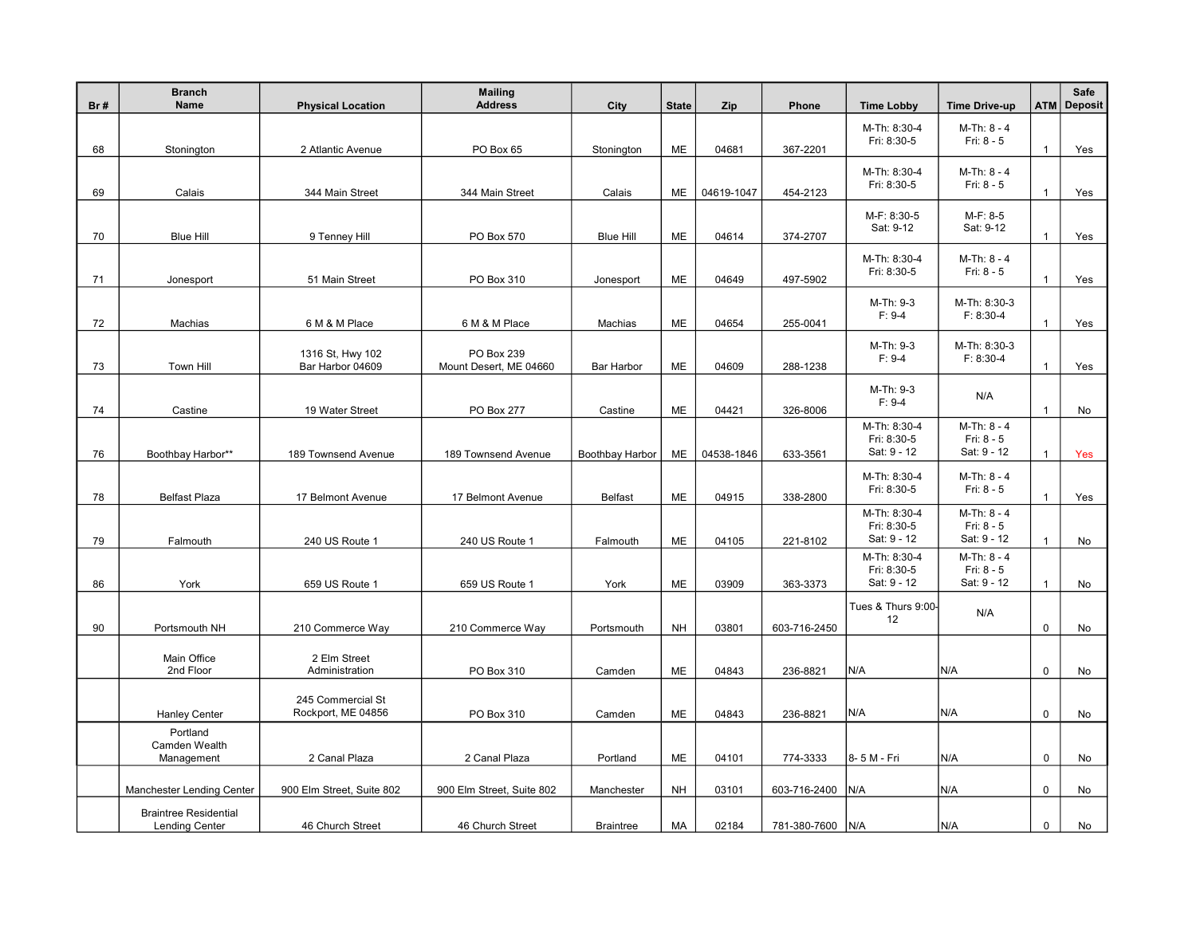| Br # | Branch Name | Physical Location | Mailing Address | City | State | Zip | Phone | Time Lobby | Time Drive-up | ATM | Safe Deposit |
|---|---|---|---|---|---|---|---|---|---|---|---|
| 68 | Stonington | 2 Atlantic Avenue | PO Box 65 | Stonington | ME | 04681 | 367-2201 | M-Th: 8:30-4 Fri: 8:30-5 | M-Th: 8 - 4 Fri: 8 - 5 | 1 | Yes |
| 69 | Calais | 344 Main Street | 344 Main Street | Calais | ME | 04619-1047 | 454-2123 | M-Th: 8:30-4 Fri: 8:30-5 | M-Th: 8 - 4 Fri: 8 - 5 | 1 | Yes |
| 70 | Blue Hill | 9 Tenney Hill | PO Box 570 | Blue Hill | ME | 04614 | 374-2707 | M-F: 8:30-5 Sat: 9-12 | M-F: 8-5 Sat: 9-12 | 1 | Yes |
| 71 | Jonesport | 51 Main Street | PO Box 310 | Jonesport | ME | 04649 | 497-5902 | M-Th: 8:30-4 Fri: 8:30-5 | M-Th: 8 - 4 Fri: 8 - 5 | 1 | Yes |
| 72 | Machias | 6 M & M Place | 6 M & M Place | Machias | ME | 04654 | 255-0041 | M-Th: 9-3 F: 9-4 | M-Th: 8:30-3 F: 8:30-4 | 1 | Yes |
| 73 | Town Hill | 1316 St, Hwy 102 Bar Harbor 04609 | PO Box 239 Mount Desert, ME 04660 | Bar Harbor | ME | 04609 | 288-1238 | M-Th: 9-3 F: 9-4 | M-Th: 8:30-3 F: 8:30-4 | 1 | Yes |
| 74 | Castine | 19 Water Street | PO Box 277 | Castine | ME | 04421 | 326-8006 | M-Th: 9-3 F: 9-4 | N/A | 1 | No |
| 76 | Boothbay Harbor** | 189 Townsend Avenue | 189 Townsend Avenue | Boothbay Harbor | ME | 04538-1846 | 633-3561 | M-Th: 8:30-4 Fri: 8:30-5 Sat: 9 - 12 | M-Th: 8 - 4 Fri: 8 - 5 Sat: 9 - 12 | 1 | Yes |
| 78 | Belfast Plaza | 17 Belmont Avenue | 17 Belmont Avenue | Belfast | ME | 04915 | 338-2800 | M-Th: 8:30-4 Fri: 8:30-5 | M-Th: 8 - 4 Fri: 8 - 5 | 1 | Yes |
| 79 | Falmouth | 240 US Route 1 | 240 US Route 1 | Falmouth | ME | 04105 | 221-8102 | M-Th: 8:30-4 Fri: 8:30-5 Sat: 9 - 12 | M-Th: 8 - 4 Fri: 8 - 5 Sat: 9 - 12 | 1 | No |
| 86 | York | 659 US Route 1 | 659 US Route 1 | York | ME | 03909 | 363-3373 | M-Th: 8:30-4 Fri: 8:30-5 Sat: 9 - 12 | M-Th: 8 - 4 Fri: 8 - 5 Sat: 9 - 12 | 1 | No |
| 90 | Portsmouth NH | 210 Commerce Way | 210 Commerce Way | Portsmouth | NH | 03801 | 603-716-2450 | Tues & Thurs 9:00-12 | N/A | 0 | No |
| | Main Office 2nd Floor | 2 Elm Street Administration | PO Box 310 | Camden | ME | 04843 | 236-8821 | N/A | N/A | 0 | No |
| | Hanley Center | 245 Commercial St Rockport, ME 04856 | PO Box 310 | Camden | ME | 04843 | 236-8821 | N/A | N/A | 0 | No |
| | Portland Camden Wealth Management | 2 Canal Plaza | 2 Canal Plaza | Portland | ME | 04101 | 774-3333 | 8- 5 M - Fri | N/A | 0 | No |
| | Manchester Lending Center | 900 Elm Street, Suite 802 | 900 Elm Street, Suite 802 | Manchester | NH | 03101 | 603-716-2400 | N/A | N/A | 0 | No |
| | Braintree Residential Lending Center | 46 Church Street | 46 Church Street | Braintree | MA | 02184 | 781-380-7600 | N/A | N/A | 0 | No |